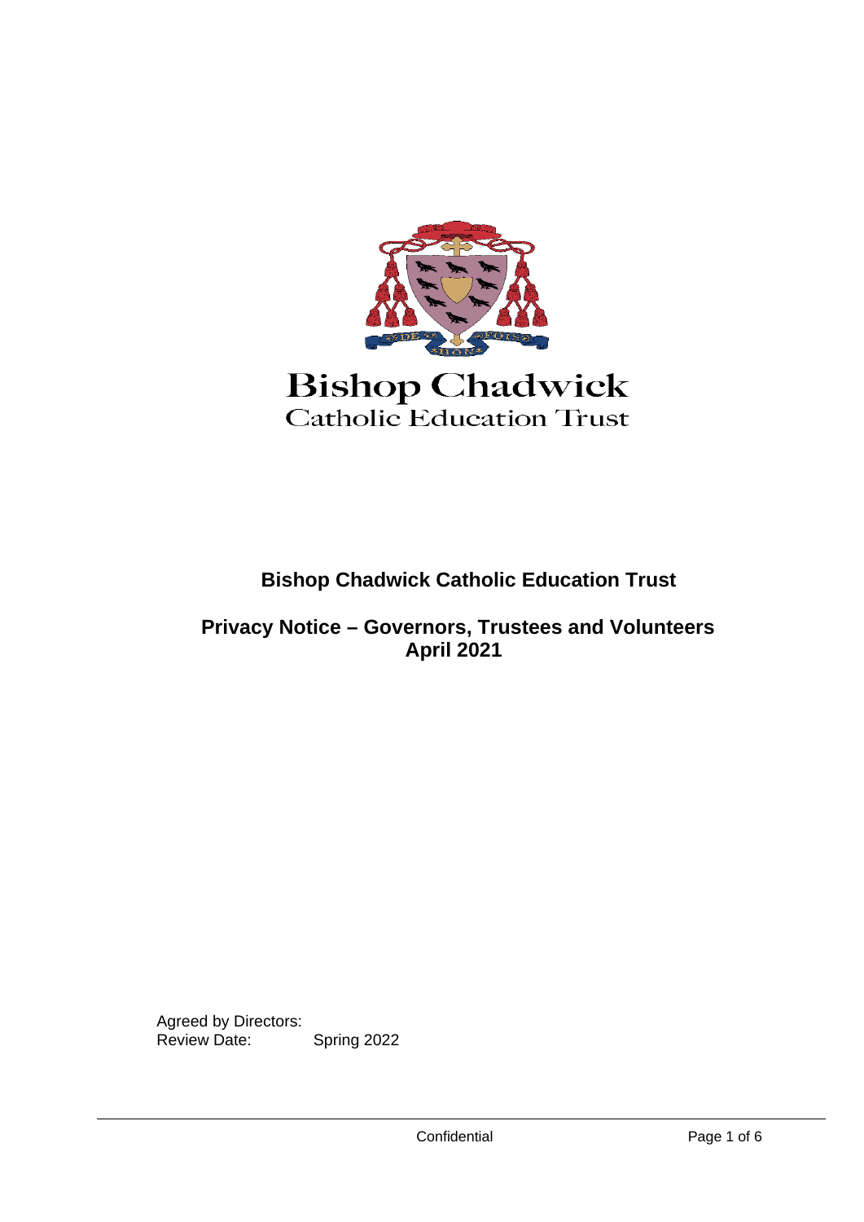Bishop Chadwick
Catholic Education Trust

# Bishop Chadwick Catholic Education Trust

## Privacy Notice – Governors, Trustees and Volunteers
## April 2021

Agreed by Directors:
Review Date: Spring 2022

Confidential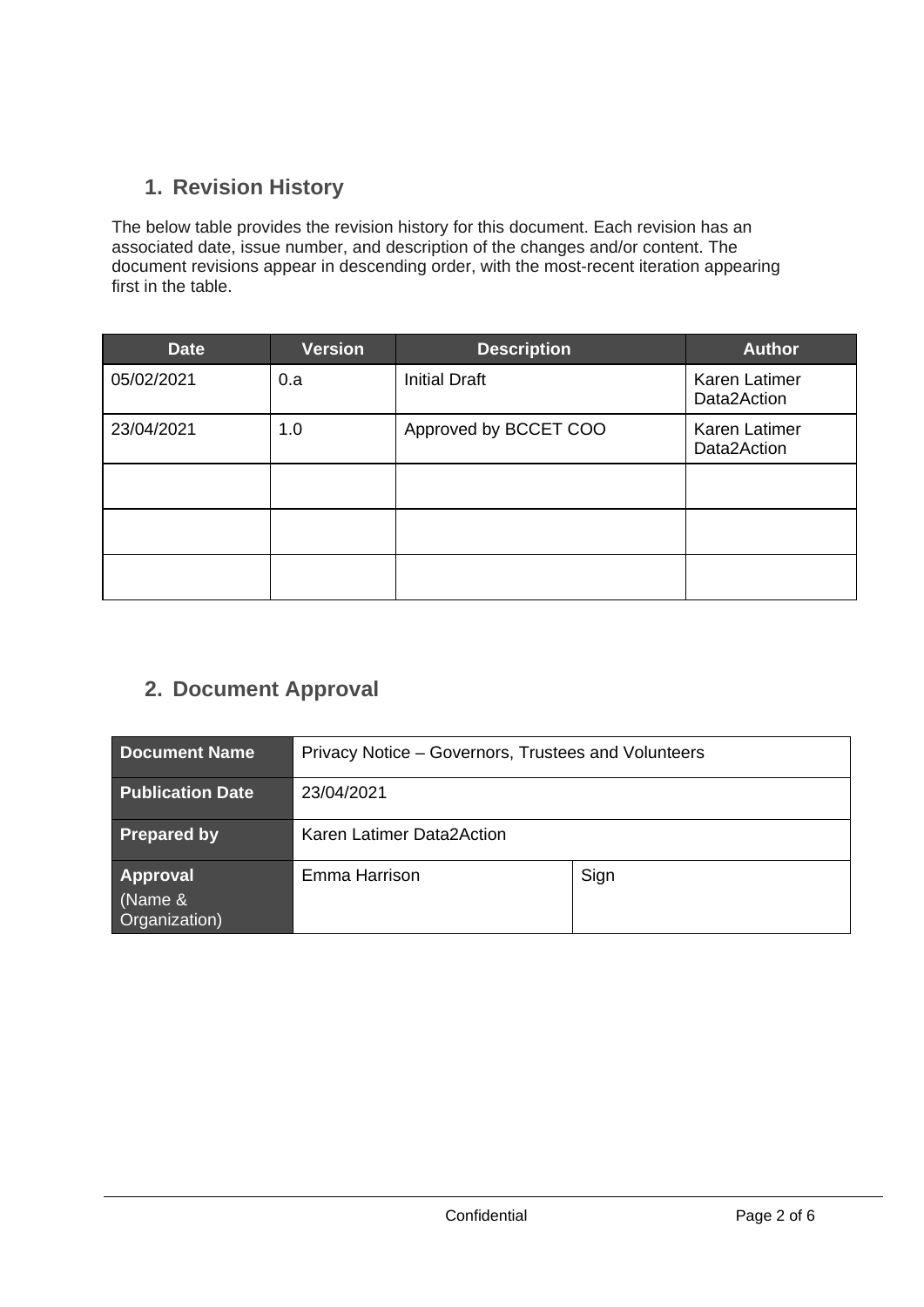## 1. Revision History

The below table provides the revision history for this document. Each revision has an associated date, issue number, and description of the changes and/or content. The document revisions appear in descending order, with the most-recent iteration appearing first in the table.

| Date | Version | Description | Author |
|---|---|---|---|
| 05/02/2021 | 0.a | Initial Draft | Karen Latimer Data2Action |
| 23/04/2021 | 1.0 | Approved by BCCET COO | Karen Latimer Data2Action |
| | | | |
| | | | |
| | | | |

## 2. Document Approval

| **Document Name** | Privacy Notice – Governors, Trustees and Volunteers | |
|---|---|---|
| **Publication Date** | 23/04/2021 | |
| **Prepared by** | Karen Latimer Data2Action | |
| **Approval** (Name & Organization) | Emma Harrison | Sign |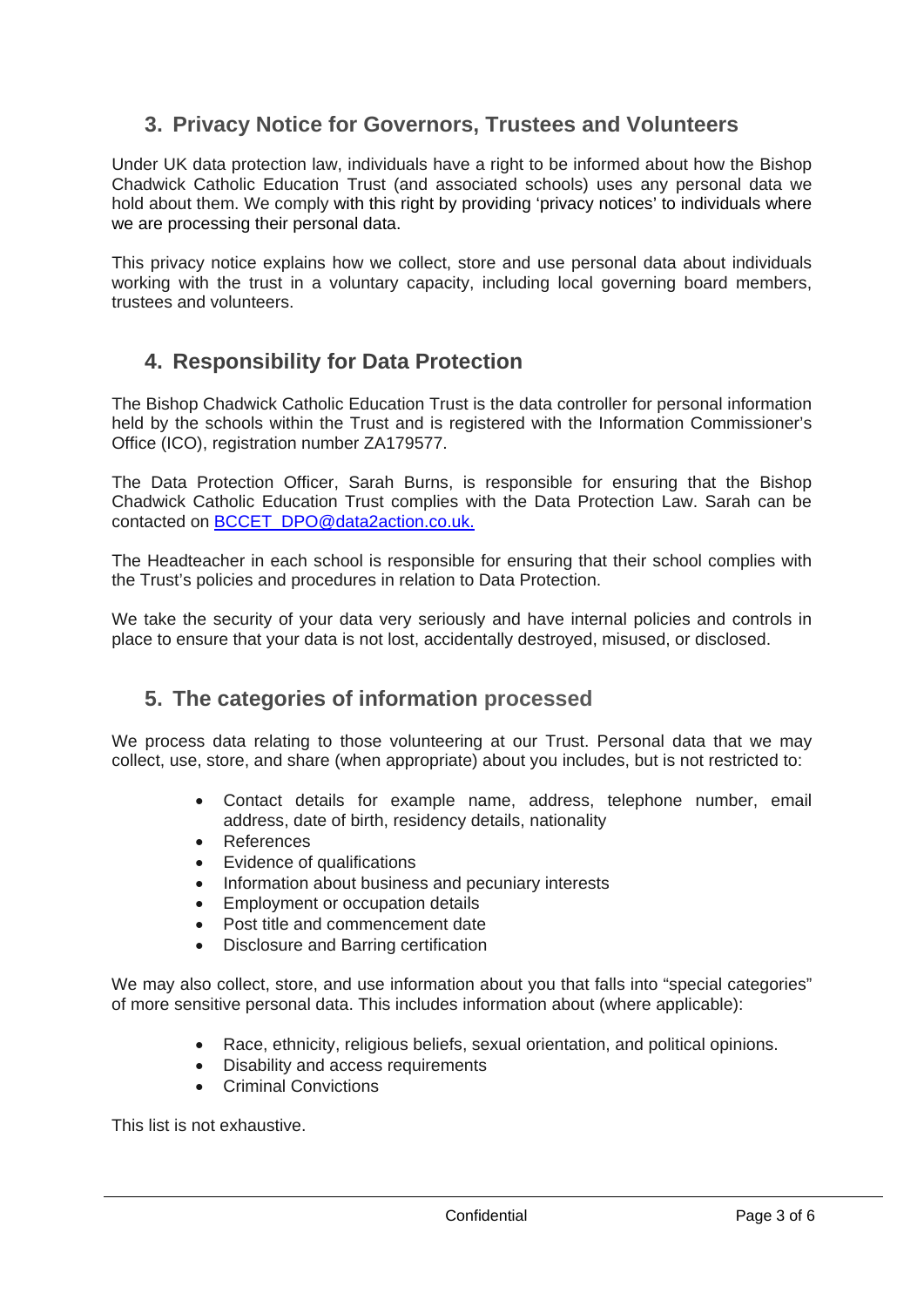## 3. Privacy Notice for Governors, Trustees and Volunteers

Under UK data protection law, individuals have a right to be informed about how the Bishop Chadwick Catholic Education Trust (and associated schools) uses any personal data we hold about them. We comply with this right by providing 'privacy notices' to individuals where we are processing their personal data.

This privacy notice explains how we collect, store and use personal data about individuals working with the trust in a voluntary capacity, including local governing board members, trustees and volunteers.

## 4. Responsibility for Data Protection

The Bishop Chadwick Catholic Education Trust is the data controller for personal information held by the schools within the Trust and is registered with the Information Commissioner's Office (ICO), registration number ZA179577.

The Data Protection Officer, Sarah Burns, is responsible for ensuring that the Bishop Chadwick Catholic Education Trust complies with the Data Protection Law. Sarah can be contacted on BCCET_DPO@data2action.co.uk.

The Headteacher in each school is responsible for ensuring that their school complies with the Trust's policies and procedures in relation to Data Protection.

We take the security of your data very seriously and have internal policies and controls in place to ensure that your data is not lost, accidentally destroyed, misused, or disclosed.

## 5. The categories of information processed

We process data relating to those volunteering at our Trust. Personal data that we may collect, use, store, and share (when appropriate) about you includes, but is not restricted to:

- Contact details for example name, address, telephone number, email address, date of birth, residency details, nationality
- References
- Evidence of qualifications
- Information about business and pecuniary interests
- Employment or occupation details
- Post title and commencement date
- Disclosure and Barring certification

We may also collect, store, and use information about you that falls into "special categories" of more sensitive personal data. This includes information about (where applicable):

- Race, ethnicity, religious beliefs, sexual orientation, and political opinions.
- Disability and access requirements
- Criminal Convictions

This list is not exhaustive.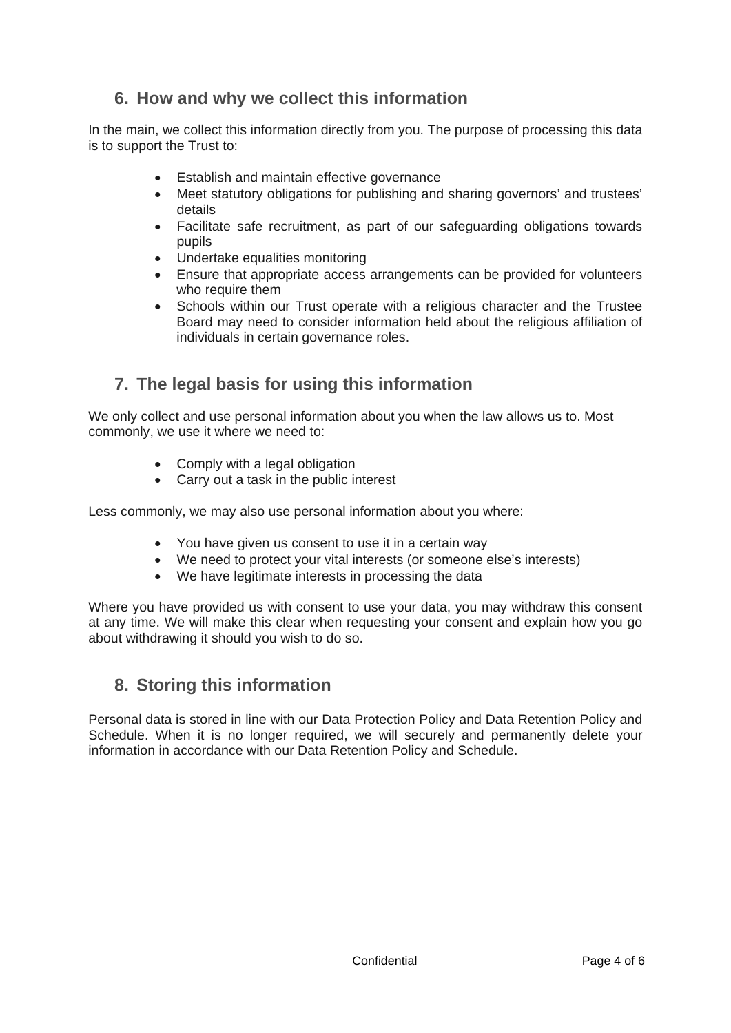## 6. How and why we collect this information

In the main, we collect this information directly from you. The purpose of processing this data is to support the Trust to:

- Establish and maintain effective governance
- Meet statutory obligations for publishing and sharing governors' and trustees' details
- Facilitate safe recruitment, as part of our safeguarding obligations towards pupils
- Undertake equalities monitoring
- Ensure that appropriate access arrangements can be provided for volunteers who require them
- Schools within our Trust operate with a religious character and the Trustee Board may need to consider information held about the religious affiliation of individuals in certain governance roles.

## 7. The legal basis for using this information

We only collect and use personal information about you when the law allows us to. Most commonly, we use it where we need to:

- Comply with a legal obligation
- Carry out a task in the public interest

Less commonly, we may also use personal information about you where:

- You have given us consent to use it in a certain way
- We need to protect your vital interests (or someone else's interests)
- We have legitimate interests in processing the data

Where you have provided us with consent to use your data, you may withdraw this consent at any time. We will make this clear when requesting your consent and explain how you go about withdrawing it should you wish to do so.

## 8. Storing this information

Personal data is stored in line with our Data Protection Policy and Data Retention Policy and Schedule. When it is no longer required, we will securely and permanently delete your information in accordance with our Data Retention Policy and Schedule.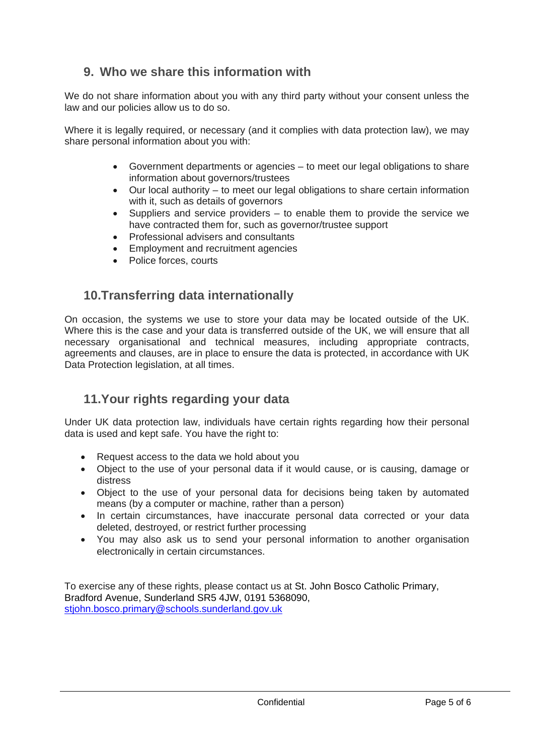## 9. Who we share this information with

We do not share information about you with any third party without your consent unless the law and our policies allow us to do so.

Where it is legally required, or necessary (and it complies with data protection law), we may share personal information about you with:

- Government departments or agencies – to meet our legal obligations to share information about governors/trustees
- Our local authority – to meet our legal obligations to share certain information with it, such as details of governors
- Suppliers and service providers – to enable them to provide the service we have contracted them for, such as governor/trustee support
- Professional advisers and consultants
- Employment and recruitment agencies
- Police forces, courts

## 10. Transferring data internationally

On occasion, the systems we use to store your data may be located outside of the UK. Where this is the case and your data is transferred outside of the UK, we will ensure that all necessary organisational and technical measures, including appropriate contracts, agreements and clauses, are in place to ensure the data is protected, in accordance with UK Data Protection legislation, at all times.

## 11. Your rights regarding your data

Under UK data protection law, individuals have certain rights regarding how their personal data is used and kept safe. You have the right to:

- Request access to the data we hold about you
- Object to the use of your personal data if it would cause, or is causing, damage or distress
- Object to the use of your personal data for decisions being taken by automated means (by a computer or machine, rather than a person)
- In certain circumstances, have inaccurate personal data corrected or your data deleted, destroyed, or restrict further processing
- You may also ask us to send your personal information to another organisation electronically in certain circumstances.

To exercise any of these rights, please contact us at St. John Bosco Catholic Primary, Bradford Avenue, Sunderland SR5 4JW, 0191 5368090, stjohn.bosco.primary@schools.sunderland.gov.uk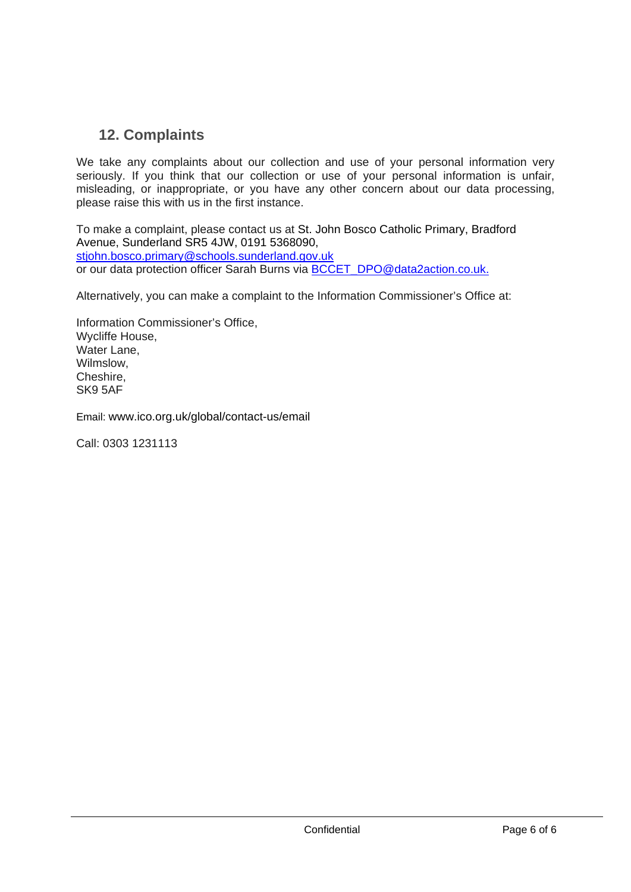## 12. Complaints

We take any complaints about our collection and use of your personal information very seriously. If you think that our collection or use of your personal information is unfair, misleading, or inappropriate, or you have any other concern about our data processing, please raise this with us in the first instance.

To make a complaint, please contact us at St. John Bosco Catholic Primary, Bradford Avenue, Sunderland SR5 4JW, 0191 5368090,
stjohn.bosco.primary@schools.sunderland.gov.uk
or our data protection officer Sarah Burns via BCCET_DPO@data2action.co.uk.

Alternatively, you can make a complaint to the Information Commissioner's Office at:

Information Commissioner's Office,
Wycliffe House,
Water Lane,
Wilmslow,
Cheshire,
SK9 5AF

Email: www.ico.org.uk/global/contact-us/email

Call: 0303 1231113

Confidential